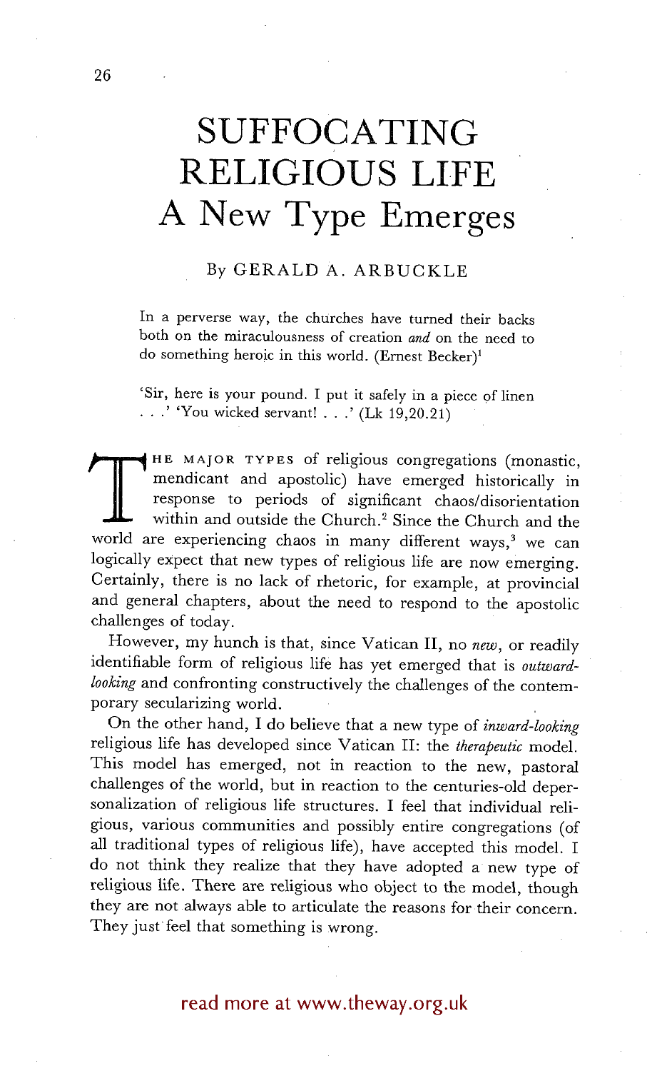# SUFFOCATING RELIGIOUS LIFE
## A New Type Emerges

By GERALD A. ARBUCKLE

In a perverse way, the churches have turned their backs both on the miraculousness of creation *and* on the need to do something heroic in this world. (Ernest Becker)[1]

'Sir, here is your pound. I put it safely in a piece of linen . . .' 'You wicked servant! . . .' (Lk 19,20.21)

THE MAJOR TYPES of religious congregations (monastic, mendicant and apostolic) have emerged historically in response to periods of significant chaos/disorientation within and outside the Church.[2] Since the Church and the world are experiencing chaos in many different ways,[3] we can logically expect that new types of religious life are now emerging. Certainly, there is no lack of rhetoric, for example, at provincial and general chapters, about the need to respond to the apostolic challenges of today.

However, my hunch is that, since Vatican II, no *new*, or readily identifiable form of religious life has yet emerged that is *outward-looking* and confronting constructively the challenges of the contemporary secularizing world.

On the other hand, I do believe that a new type of *inward-looking* religious life has developed since Vatican II: the *therapeutic* model. This model has emerged, not in reaction to the new, pastoral challenges of the world, but in reaction to the centuries-old depersonalization of religious life structures. I feel that individual religious, various communities and possibly entire congregations (of all traditional types of religious life), have accepted this model. I do not think they realize that they have adopted a new type of religious life. There are religious who object to the model, though they are not always able to articulate the reasons for their concern. They just feel that something is wrong.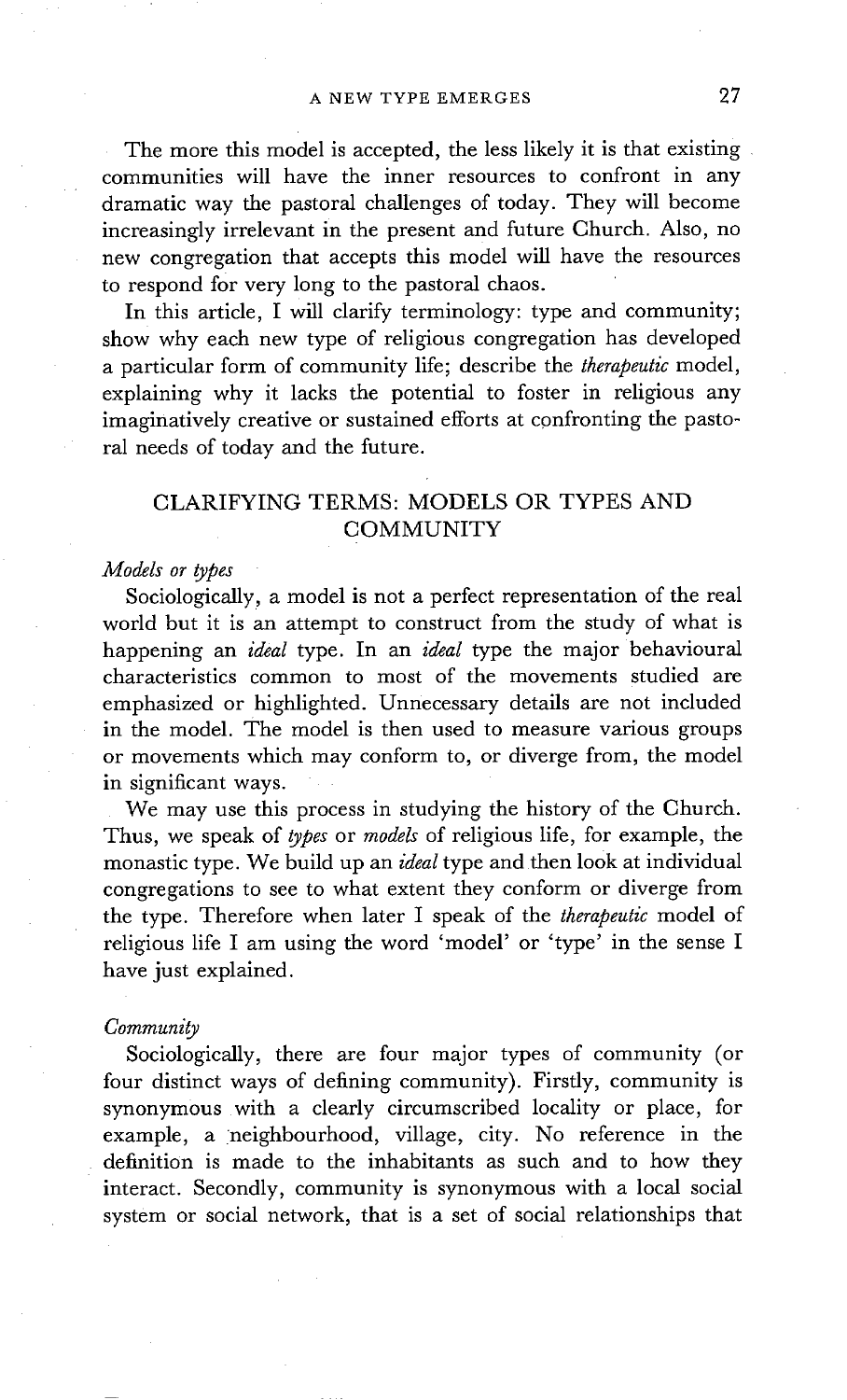The more this model is accepted, the less likely it is that existing communities will have the inner resources to confront in any dramatic way the pastoral challenges of today. They will become increasingly irrelevant in the present and future Church. Also, no new congregation that accepts this model will have the resources to respond for very long to the pastoral chaos.

In this article, I will clarify terminology: type and community; show why each new type of religious congregation has developed a particular form of community life; describe the *therapeutic* model, explaining why it lacks the potential to foster in religious any imaginatively creative or sustained efforts at confronting the pastoral needs of today and the future.

## CLARIFYING TERMS: MODELS OR TYPES AND COMMUNITY

### *Models or types*

Sociologically, a model is not a perfect representation of the real world but it is an attempt to construct from the study of what is happening an *ideal* type. In an *ideal* type the major behavioural characteristics common to most of the movements studied are emphasized or highlighted. Unnecessary details are not included in the model. The model is then used to measure various groups or movements which may conform to, or diverge from, the model in significant ways.

We may use this process in studying the history of the Church. Thus, we speak of *types* or *models* of religious life, for example, the monastic type. We build up an *ideal* type and then look at individual congregations to see to what extent they conform or diverge from the type. Therefore when later I speak of the *therapeutic* model of religious life I am using the word 'model' or 'type' in the sense I have just explained.

### *Community*

Sociologically, there are four major types of community (or four distinct ways of defining community). Firstly, community is synonymous with a clearly circumscribed locality or place, for example, a neighbourhood, village, city. No reference in the definition is made to the inhabitants as such and to how they interact. Secondly, community is synonymous with a local social system or social network, that is a set of social relationships that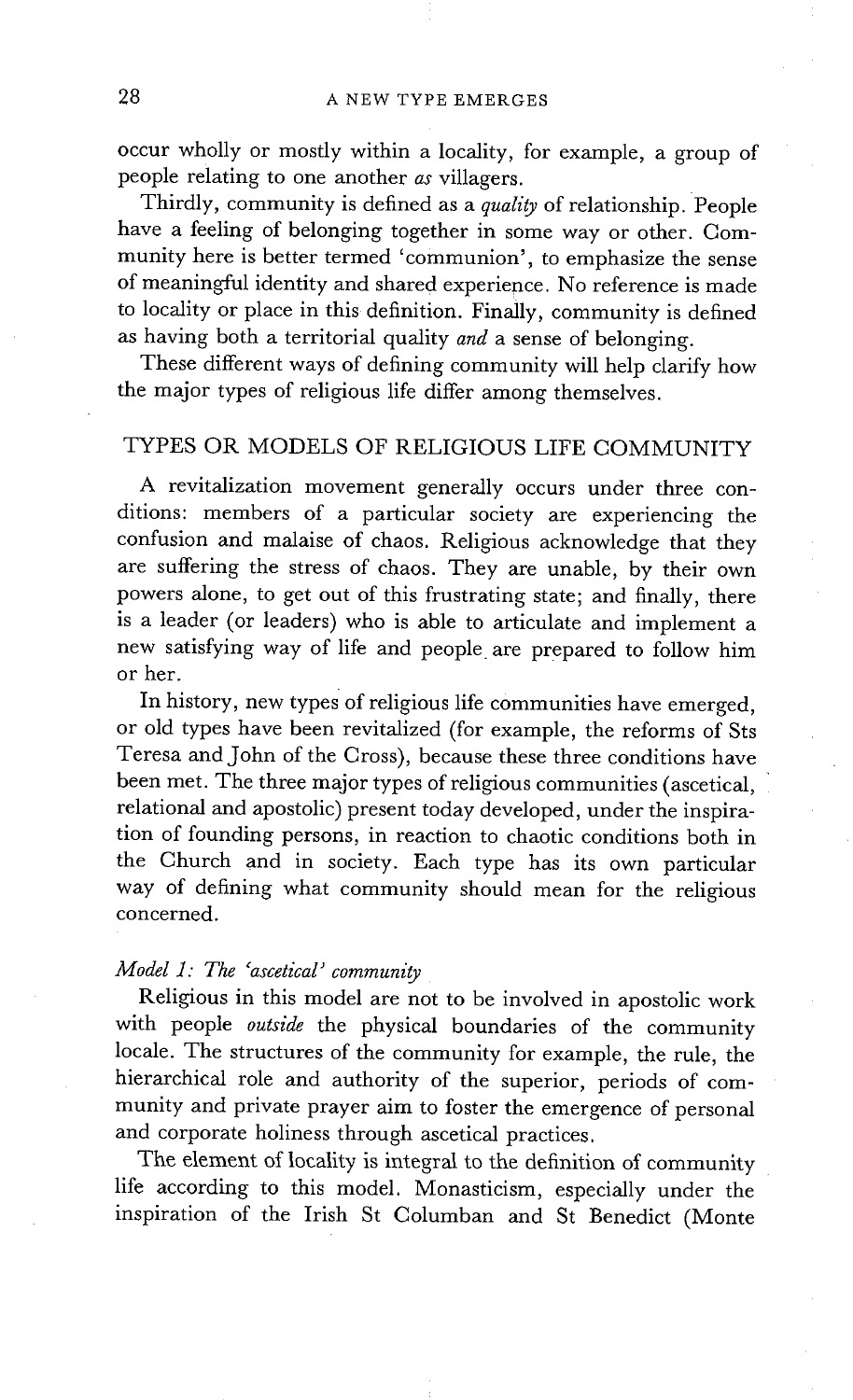occur wholly or mostly within a locality, for example, a group of people relating to one another *as* villagers.

Thirdly, community is defined as a *quality* of relationship. People have a feeling of belonging together in some way or other. Community here is better termed 'communion', to emphasize the sense of meaningful identity and shared experience. No reference is made to locality or place in this definition. Finally, community is defined as having both a territorial quality *and* a sense of belonging.

These different ways of defining community will help clarify how the major types of religious life differ among themselves.

## TYPES OR MODELS OF RELIGIOUS LIFE COMMUNITY

A revitalization movement generally occurs under three conditions: members of a particular society are experiencing the confusion and malaise of chaos. Religious acknowledge that they are suffering the stress of chaos. They are unable, by their own powers alone, to get out of this frustrating state; and finally, there is a leader (or leaders) who is able to articulate and implement a new satisfying way of life and people are prepared to follow him or her.

In history, new types of religious life communities have emerged, or old types have been revitalized (for example, the reforms of Sts Teresa and John of the Cross), because these three conditions have been met. The three major types of religious communities (ascetical, relational and apostolic) present today developed, under the inspiration of founding persons, in reaction to chaotic conditions both in the Church and in society. Each type has its own particular way of defining what community should mean for the religious concerned.

### *Model 1: The 'ascetical' community*

Religious in this model are not to be involved in apostolic work with people *outside* the physical boundaries of the community locale. The structures of the community for example, the rule, the hierarchical role and authority of the superior, periods of community and private prayer aim to foster the emergence of personal and corporate holiness through ascetical practices.

The element of locality is integral to the definition of community life according to this model. Monasticism, especially under the inspiration of the Irish St Columban and St Benedict (Monte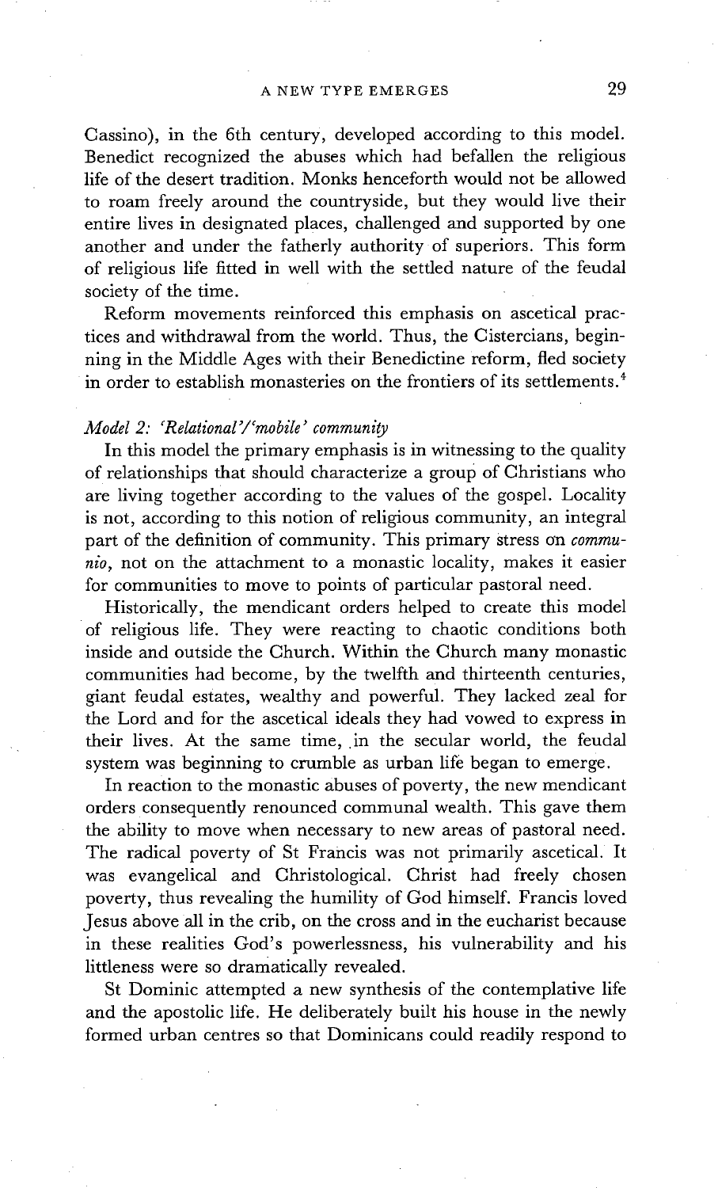Cassino), in the 6th century, developed according to this model. Benedict recognized the abuses which had befallen the religious life of the desert tradition. Monks henceforth would not be allowed to roam freely around the countryside, but they would live their entire lives in designated places, challenged and supported by one another and under the fatherly authority of superiors. This form of religious life fitted in well with the settled nature of the feudal society of the time.

Reform movements reinforced this emphasis on ascetical practices and withdrawal from the world. Thus, the Cistercians, beginning in the Middle Ages with their Benedictine reform, fled society in order to establish monasteries on the frontiers of its settlements.[4]

### *Model 2: 'Relational'/'mobile' community*

In this model the primary emphasis is in witnessing to the quality of relationships that should characterize a group of Christians who are living together according to the values of the gospel. Locality is not, according to this notion of religious community, an integral part of the definition of community. This primary stress on *communio*, not on the attachment to a monastic locality, makes it easier for communities to move to points of particular pastoral need.

Historically, the mendicant orders helped to create this model of religious life. They were reacting to chaotic conditions both inside and outside the Church. Within the Church many monastic communities had become, by the twelfth and thirteenth centuries, giant feudal estates, wealthy and powerful. They lacked zeal for the Lord and for the ascetical ideals they had vowed to express in their lives. At the same time, in the secular world, the feudal system was beginning to crumble as urban life began to emerge.

In reaction to the monastic abuses of poverty, the new mendicant orders consequently renounced communal wealth. This gave them the ability to move when necessary to new areas of pastoral need. The radical poverty of St Francis was not primarily ascetical. It was evangelical and Christological. Christ had freely chosen poverty, thus revealing the humility of God himself. Francis loved Jesus above all in the crib, on the cross and in the eucharist because in these realities God's powerlessness, his vulnerability and his littleness were so dramatically revealed.

St Dominic attempted a new synthesis of the contemplative life and the apostolic life. He deliberately built his house in the newly formed urban centres so that Dominicans could readily respond to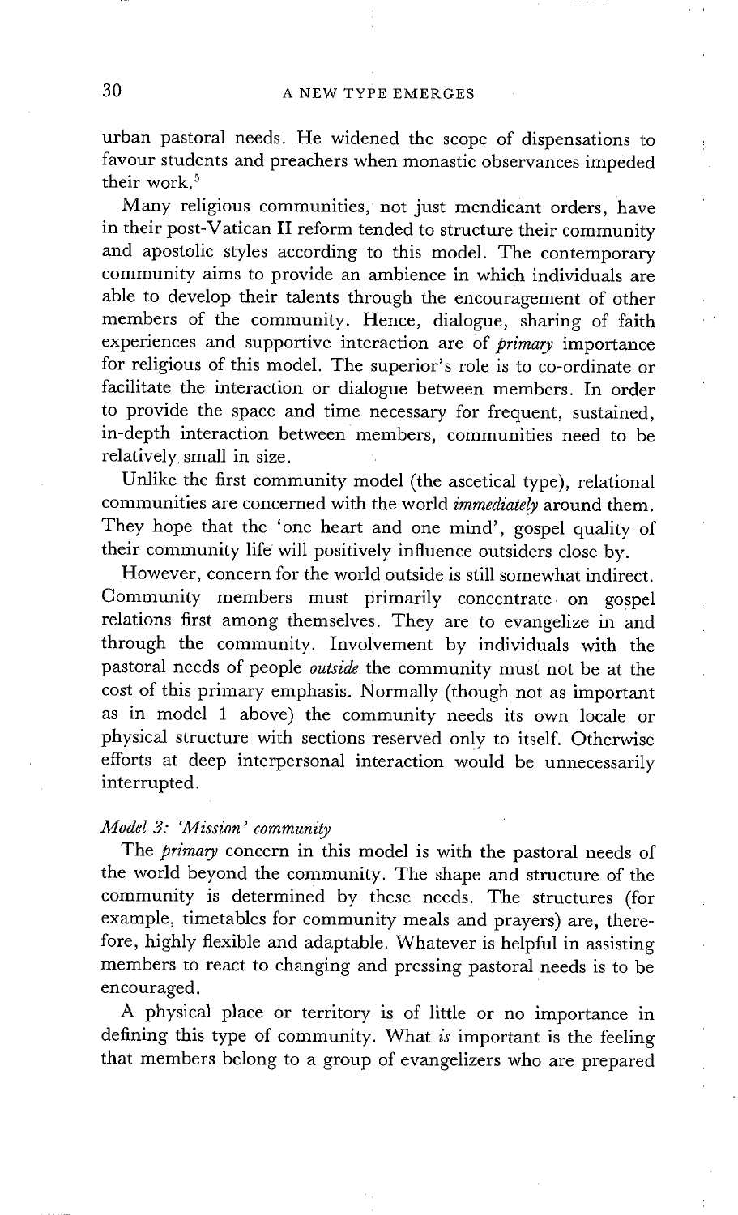urban pastoral needs. He widened the scope of dispensations to favour students and preachers when monastic observances impeded their work.[5]

Many religious communities, not just mendicant orders, have in their post-Vatican II reform tended to structure their community and apostolic styles according to this model. The contemporary community aims to provide an ambience in which individuals are able to develop their talents through the encouragement of other members of the community. Hence, dialogue, sharing of faith experiences and supportive interaction are of *primary* importance for religious of this model. The superior's role is to co-ordinate or facilitate the interaction or dialogue between members. In order to provide the space and time necessary for frequent, sustained, in-depth interaction between members, communities need to be relatively small in size.

Unlike the first community model (the ascetical type), relational communities are concerned with the world *immediately* around them. They hope that the 'one heart and one mind', gospel quality of their community life will positively influence outsiders close by.

However, concern for the world outside is still somewhat indirect. Community members must primarily concentrate on gospel relations first among themselves. They are to evangelize in and through the community. Involvement by individuals with the pastoral needs of people *outside* the community must not be at the cost of this primary emphasis. Normally (though not as important as in model 1 above) the community needs its own locale or physical structure with sections reserved only to itself. Otherwise efforts at deep interpersonal interaction would be unnecessarily interrupted.

### *Model 3: 'Mission' community*

The *primary* concern in this model is with the pastoral needs of the world beyond the community. The shape and structure of the community is determined by these needs. The structures (for example, timetables for community meals and prayers) are, therefore, highly flexible and adaptable. Whatever is helpful in assisting members to react to changing and pressing pastoral needs is to be encouraged.

A physical place or territory is of little or no importance in defining this type of community. What *is* important is the feeling that members belong to a group of evangelizers who are prepared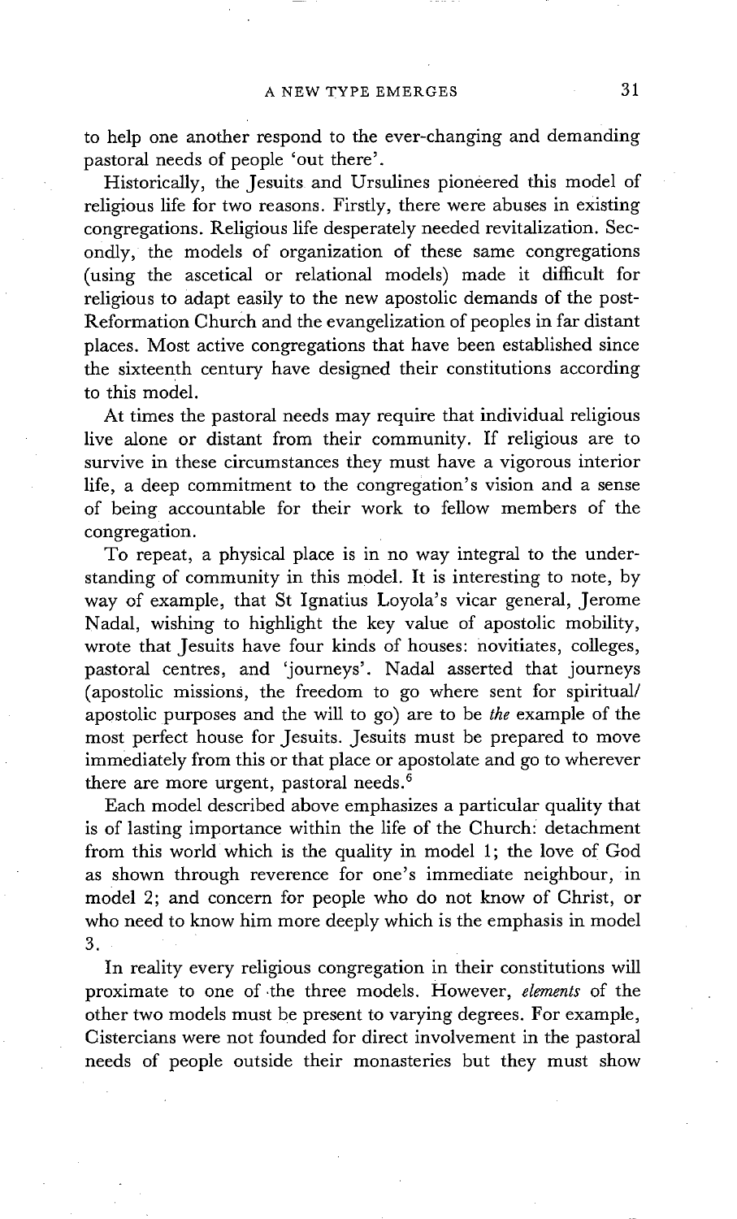to help one another respond to the ever-changing and demanding pastoral needs of people 'out there'.

Historically, the Jesuits and Ursulines pioneered this model of religious life for two reasons. Firstly, there were abuses in existing congregations. Religious life desperately needed revitalization. Secondly, the models of organization of these same congregations (using the ascetical or relational models) made it difficult for religious to adapt easily to the new apostolic demands of the post-Reformation Church and the evangelization of peoples in far distant places. Most active congregations that have been established since the sixteenth century have designed their constitutions according to this model.

At times the pastoral needs may require that individual religious live alone or distant from their community. If religious are to survive in these circumstances they must have a vigorous interior life, a deep commitment to the congregation's vision and a sense of being accountable for their work to fellow members of the congregation.

To repeat, a physical place is in no way integral to the understanding of community in this model. It is interesting to note, by way of example, that St Ignatius Loyola's vicar general, Jerome Nadal, wishing to highlight the key value of apostolic mobility, wrote that Jesuits have four kinds of houses: novitiates, colleges, pastoral centres, and 'journeys'. Nadal asserted that journeys (apostolic missions, the freedom to go where sent for spiritual/apostolic purposes and the will to go) are to be *the* example of the most perfect house for Jesuits. Jesuits must be prepared to move immediately from this or that place or apostolate and go to wherever there are more urgent, pastoral needs.[6]

Each model described above emphasizes a particular quality that is of lasting importance within the life of the Church: detachment from this world which is the quality in model 1; the love of God as shown through reverence for one's immediate neighbour, in model 2; and concern for people who do not know of Christ, or who need to know him more deeply which is the emphasis in model 3.

In reality every religious congregation in their constitutions will proximate to one of the three models. However, *elements* of the other two models must be present to varying degrees. For example, Cistercians were not founded for direct involvement in the pastoral needs of people outside their monasteries but they must show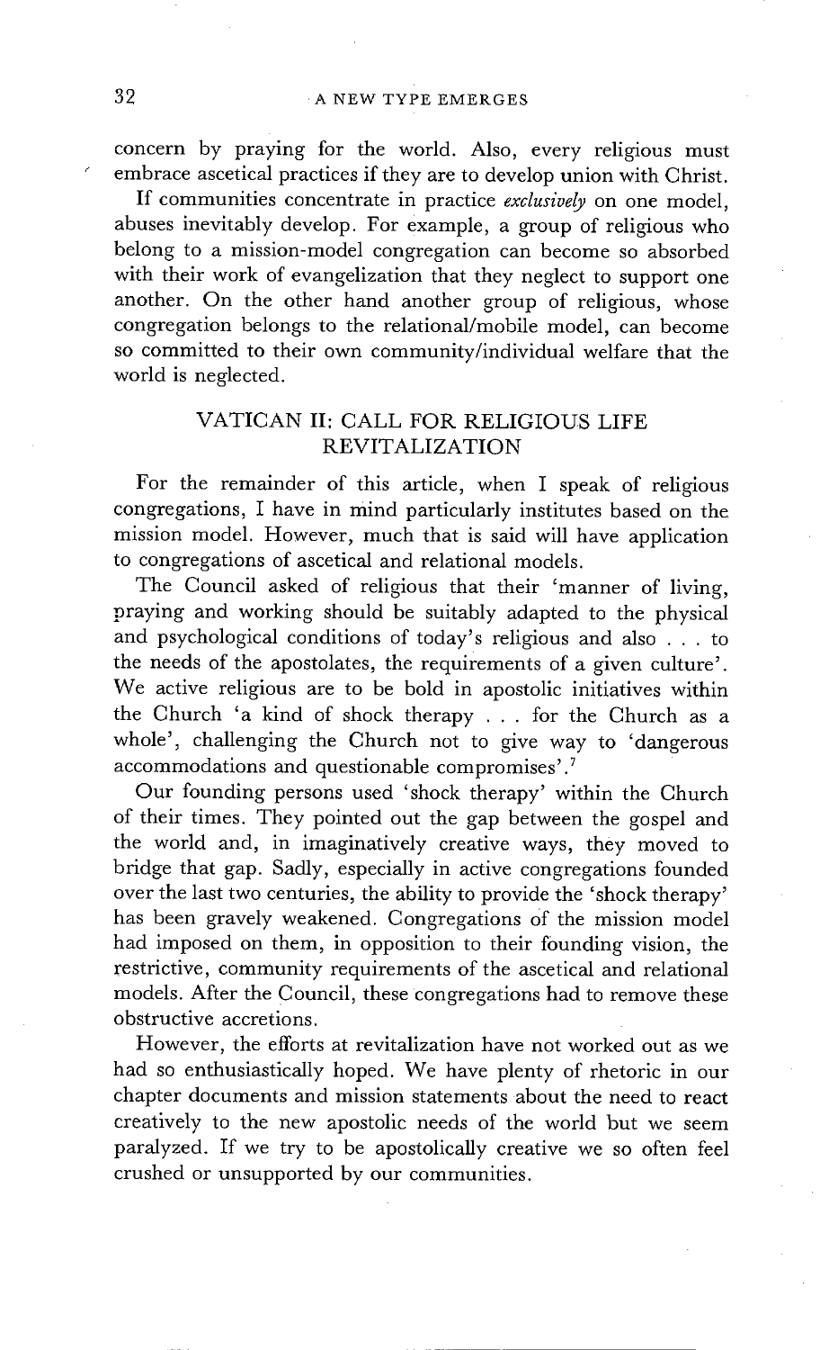concern by praying for the world. Also, every religious must embrace ascetical practices if they are to develop union with Christ.

If communities concentrate in practice *exclusively* on one model, abuses inevitably develop. For example, a group of religious who belong to a mission-model congregation can become so absorbed with their work of evangelization that they neglect to support one another. On the other hand another group of religious, whose congregation belongs to the relational/mobile model, can become so committed to their own community/individual welfare that the world is neglected.

## VATICAN II: CALL FOR RELIGIOUS LIFE REVITALIZATION

For the remainder of this article, when I speak of religious congregations, I have in mind particularly institutes based on the mission model. However, much that is said will have application to congregations of ascetical and relational models.

The Council asked of religious that their 'manner of living, praying and working should be suitably adapted to the physical and psychological conditions of today's religious and also . . . to the needs of the apostolates, the requirements of a given culture'. We active religious are to be bold in apostolic initiatives within the Church 'a kind of shock therapy . . . for the Church as a whole', challenging the Church not to give way to 'dangerous accommodations and questionable compromises'.[7]

Our founding persons used 'shock therapy' within the Church of their times. They pointed out the gap between the gospel and the world and, in imaginatively creative ways, they moved to bridge that gap. Sadly, especially in active congregations founded over the last two centuries, the ability to provide the 'shock therapy' has been gravely weakened. Congregations of the mission model had imposed on them, in opposition to their founding vision, the restrictive, community requirements of the ascetical and relational models. After the Council, these congregations had to remove these obstructive accretions.

However, the efforts at revitalization have not worked out as we had so enthusiastically hoped. We have plenty of rhetoric in our chapter documents and mission statements about the need to react creatively to the new apostolic needs of the world but we seem paralyzed. If we try to be apostolically creative we so often feel crushed or unsupported by our communities.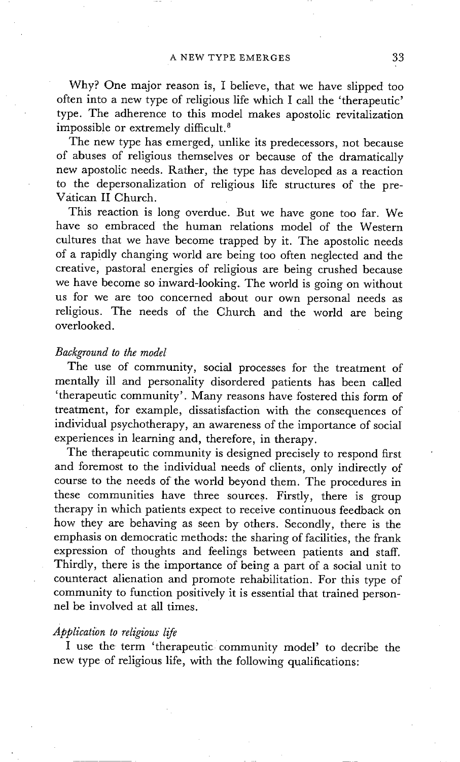Why? One major reason is, I believe, that we have slipped too often into a new type of religious life which I call the 'therapeutic' type. The adherence to this model makes apostolic revitalization impossible or extremely difficult.[8]

The new type has emerged, unlike its predecessors, not because of abuses of religious themselves or because of the dramatically new apostolic needs. Rather, the type has developed as a reaction to the depersonalization of religious life structures of the pre-Vatican II Church.

This reaction is long overdue. But we have gone too far. We have so embraced the human relations model of the Western cultures that we have become trapped by it. The apostolic needs of a rapidly changing world are being too often neglected and the creative, pastoral energies of religious are being crushed because we have become so inward-looking. The world is going on without us for we are too concerned about our own personal needs as religious. The needs of the Church and the world are being overlooked.

*Background to the model*

The use of community, social processes for the treatment of mentally ill and personality disordered patients has been called 'therapeutic community'. Many reasons have fostered this form of treatment, for example, dissatisfaction with the consequences of individual psychotherapy, an awareness of the importance of social experiences in learning and, therefore, in therapy.

The therapeutic community is designed precisely to respond first and foremost to the individual needs of clients, only indirectly of course to the needs of the world beyond them. The procedures in these communities have three sources. Firstly, there is group therapy in which patients expect to receive continuous feedback on how they are behaving as seen by others. Secondly, there is the emphasis on democratic methods: the sharing of facilities, the frank expression of thoughts and feelings between patients and staff. Thirdly, there is the importance of being a part of a social unit to counteract alienation and promote rehabilitation. For this type of community to function positively it is essential that trained personnel be involved at all times.

*Application to religious life*

I use the term 'therapeutic community model' to decribe the new type of religious life, with the following qualifications: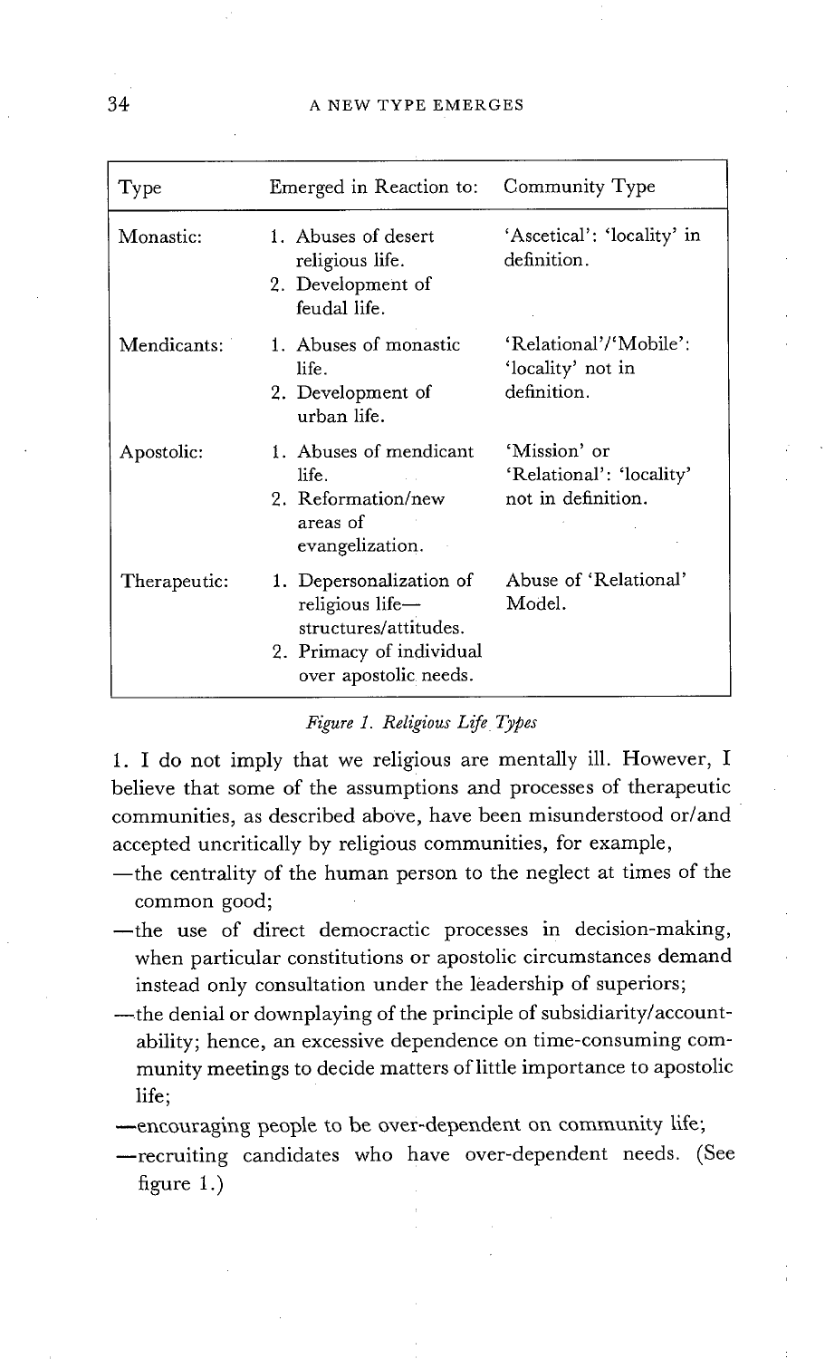| Type | Emerged in Reaction to: | Community Type |
| --- | --- | --- |
| Monastic: | 1. Abuses of desert religious life.<br>2. Development of feudal life. | 'Ascetical': 'locality' in definition. |
| Mendicants: | 1. Abuses of monastic life.<br>2. Development of urban life. | 'Relational'/'Mobile': 'locality' not in definition. |
| Apostolic: | 1. Abuses of mendicant life.<br>2. Reformation/new areas of evangelization. | 'Mission' or 'Relational': 'locality' not in definition. |
| Therapeutic: | 1. Depersonalization of religious life—structures/attitudes.<br>2. Primacy of individual over apostolic needs. | Abuse of 'Relational' Model. |

*Figure 1. Religious Life Types*

1. I do not imply that we religious are mentally ill. However, I believe that some of the assumptions and processes of therapeutic communities, as described above, have been misunderstood or/and accepted uncritically by religious communities, for example,

- —the centrality of the human person to the neglect at times of the common good;
- —the use of direct democractic processes in decision-making, when particular constitutions or apostolic circumstances demand instead only consultation under the leadership of superiors;
- —the denial or downplaying of the principle of subsidiarity/accountability; hence, an excessive dependence on time-consuming community meetings to decide matters of little importance to apostolic life;
- —encouraging people to be over-dependent on community life;
- —recruiting candidates who have over-dependent needs. (See figure 1.)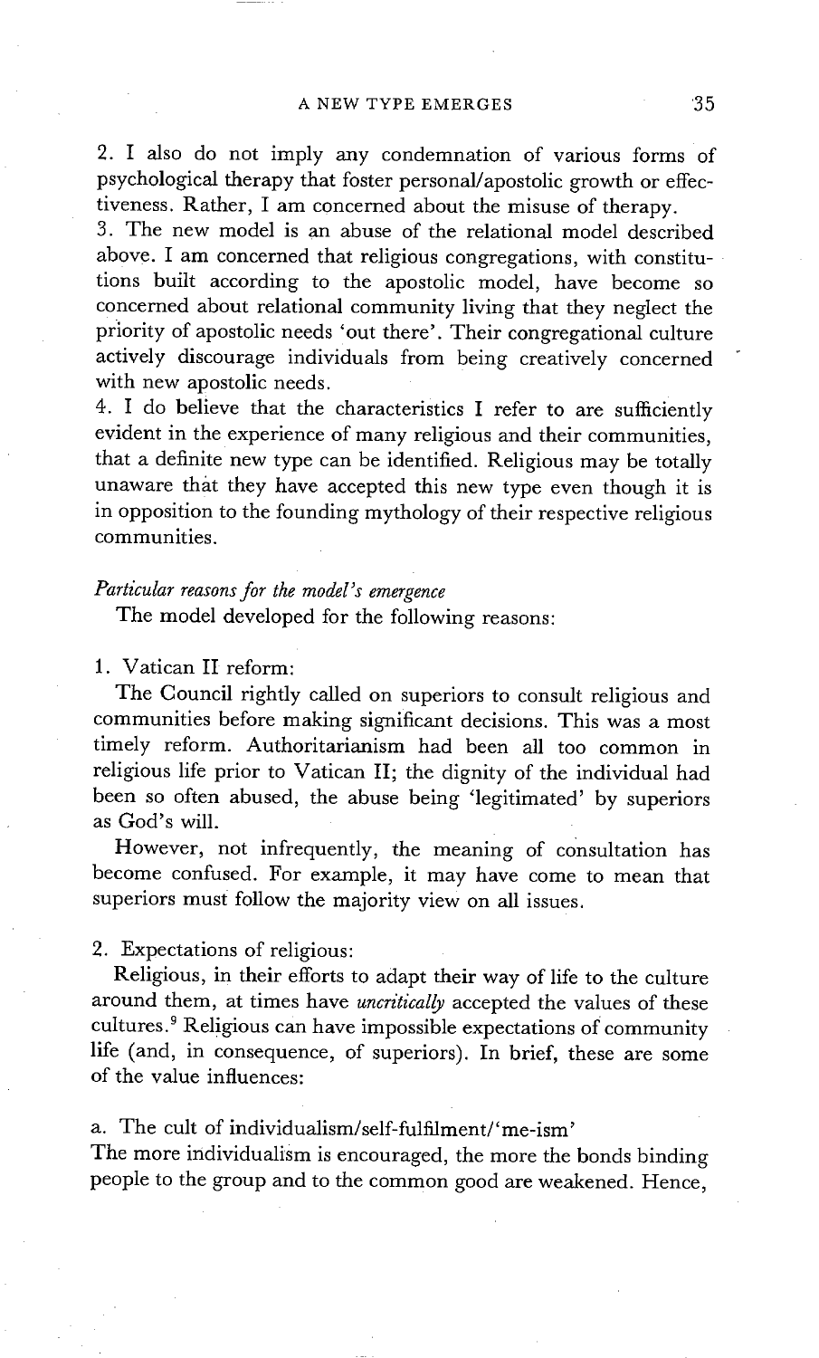2. I also do not imply any condemnation of various forms of psychological therapy that foster personal/apostolic growth or effectiveness. Rather, I am concerned about the misuse of therapy.

3. The new model is an abuse of the relational model described above. I am concerned that religious congregations, with constitutions built according to the apostolic model, have become so concerned about relational community living that they neglect the priority of apostolic needs 'out there'. Their congregational culture actively discourage individuals from being creatively concerned with new apostolic needs.

4. I do believe that the characteristics I refer to are sufficiently evident in the experience of many religious and their communities, that a definite new type can be identified. Religious may be totally unaware that they have accepted this new type even though it is in opposition to the founding mythology of their respective religious communities.

*Particular reasons for the model's emergence*

The model developed for the following reasons:

1. Vatican II reform:

The Council rightly called on superiors to consult religious and communities before making significant decisions. This was a most timely reform. Authoritarianism had been all too common in religious life prior to Vatican II; the dignity of the individual had been so often abused, the abuse being 'legitimated' by superiors as God's will.

However, not infrequently, the meaning of consultation has become confused. For example, it may have come to mean that superiors must follow the majority view on all issues.

2. Expectations of religious:

Religious, in their efforts to adapt their way of life to the culture around them, at times have *uncritically* accepted the values of these cultures.[9] Religious can have impossible expectations of community life (and, in consequence, of superiors). In brief, these are some of the value influences:

a. The cult of individualism/self-fulfilment/'me-ism'

The more individualism is encouraged, the more the bonds binding people to the group and to the common good are weakened. Hence,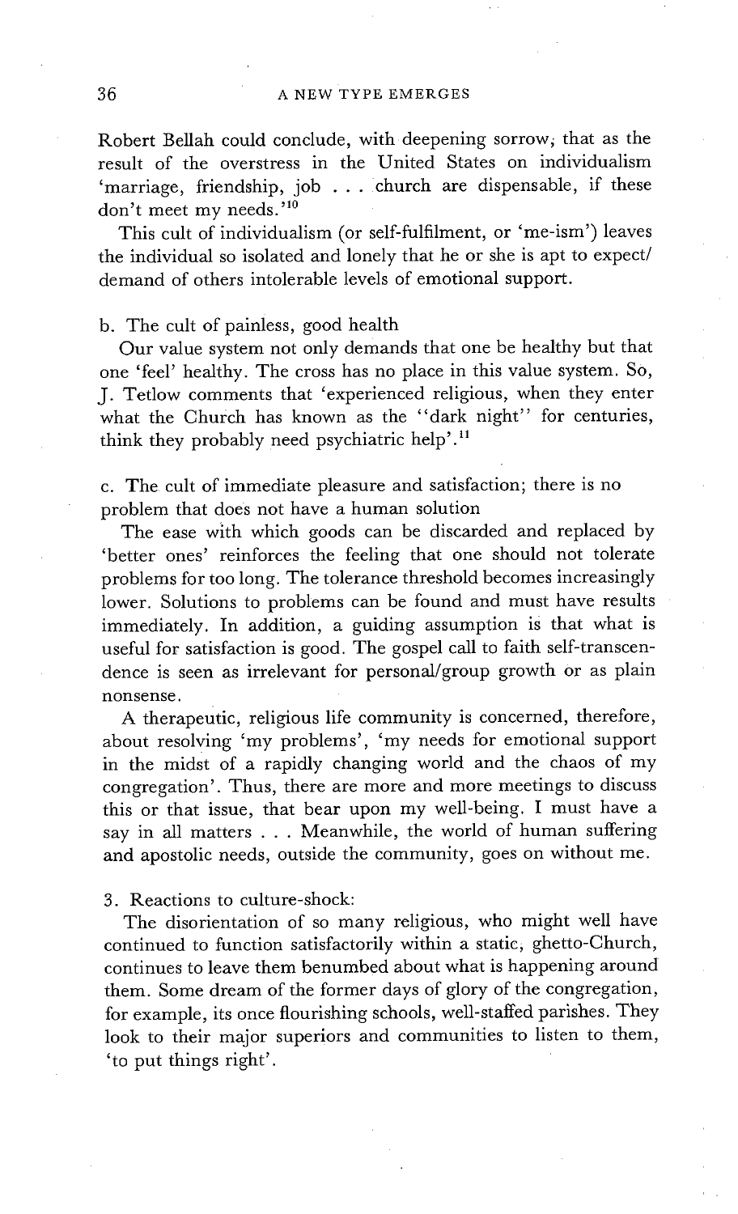Robert Bellah could conclude, with deepening sorrow, that as the result of the overstress in the United States on individualism 'marriage, friendship, job . . . church are dispensable, if these don't meet my needs.'[10]

This cult of individualism (or self-fulfilment, or 'me-ism') leaves the individual so isolated and lonely that he or she is apt to expect/demand of others intolerable levels of emotional support.

b. The cult of painless, good health

Our value system not only demands that one be healthy but that one 'feel' healthy. The cross has no place in this value system. So, J. Tetlow comments that 'experienced religious, when they enter what the Church has known as the "dark night" for centuries, think they probably need psychiatric help'.[11]

c. The cult of immediate pleasure and satisfaction; there is no problem that does not have a human solution

The ease with which goods can be discarded and replaced by 'better ones' reinforces the feeling that one should not tolerate problems for too long. The tolerance threshold becomes increasingly lower. Solutions to problems can be found and must have results immediately. In addition, a guiding assumption is that what is useful for satisfaction is good. The gospel call to faith self-transcendence is seen as irrelevant for personal/group growth or as plain nonsense.

A therapeutic, religious life community is concerned, therefore, about resolving 'my problems', 'my needs for emotional support in the midst of a rapidly changing world and the chaos of my congregation'. Thus, there are more and more meetings to discuss this or that issue, that bear upon my well-being. I must have a say in all matters . . . Meanwhile, the world of human suffering and apostolic needs, outside the community, goes on without me.

3. Reactions to culture-shock:

The disorientation of so many religious, who might well have continued to function satisfactorily within a static, ghetto-Church, continues to leave them benumbed about what is happening around them. Some dream of the former days of glory of the congregation, for example, its once flourishing schools, well-staffed parishes. They look to their major superiors and communities to listen to them, 'to put things right'.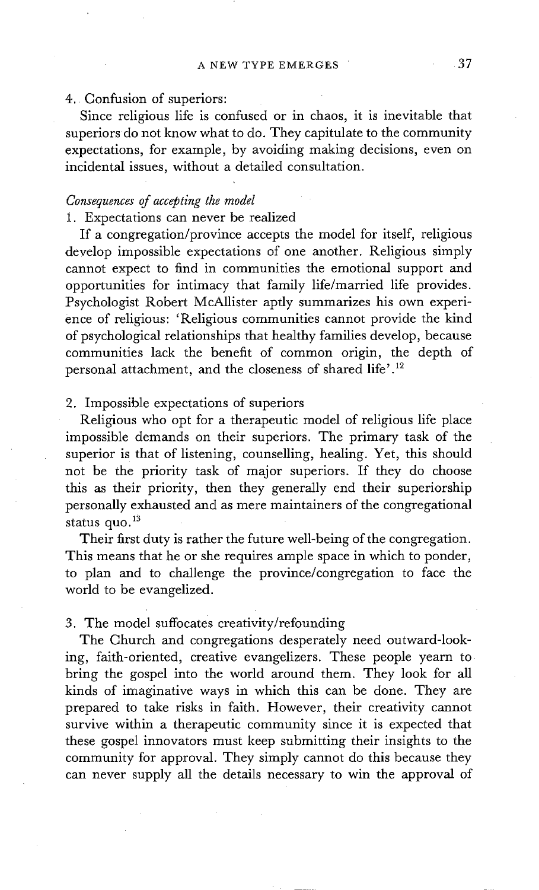4. Confusion of superiors:

Since religious life is confused or in chaos, it is inevitable that superiors do not know what to do. They capitulate to the community expectations, for example, by avoiding making decisions, even on incidental issues, without a detailed consultation.

*Consequences of accepting the model*

1. Expectations can never be realized

If a congregation/province accepts the model for itself, religious develop impossible expectations of one another. Religious simply cannot expect to find in communities the emotional support and opportunities for intimacy that family life/married life provides. Psychologist Robert McAllister aptly summarizes his own experience of religious: 'Religious communities cannot provide the kind of psychological relationships that healthy families develop, because communities lack the benefit of common origin, the depth of personal attachment, and the closeness of shared life'.[12]

2. Impossible expectations of superiors

Religious who opt for a therapeutic model of religious life place impossible demands on their superiors. The primary task of the superior is that of listening, counselling, healing. Yet, this should not be the priority task of major superiors. If they do choose this as their priority, then they generally end their superiorship personally exhausted and as mere maintainers of the congregational status quo.[13]

Their first duty is rather the future well-being of the congregation. This means that he or she requires ample space in which to ponder, to plan and to challenge the province/congregation to face the world to be evangelized.

3. The model suffocates creativity/refounding

The Church and congregations desperately need outward-looking, faith-oriented, creative evangelizers. These people yearn to bring the gospel into the world around them. They look for all kinds of imaginative ways in which this can be done. They are prepared to take risks in faith. However, their creativity cannot survive within a therapeutic community since it is expected that these gospel innovators must keep submitting their insights to the community for approval. They simply cannot do this because they can never supply all the details necessary to win the approval of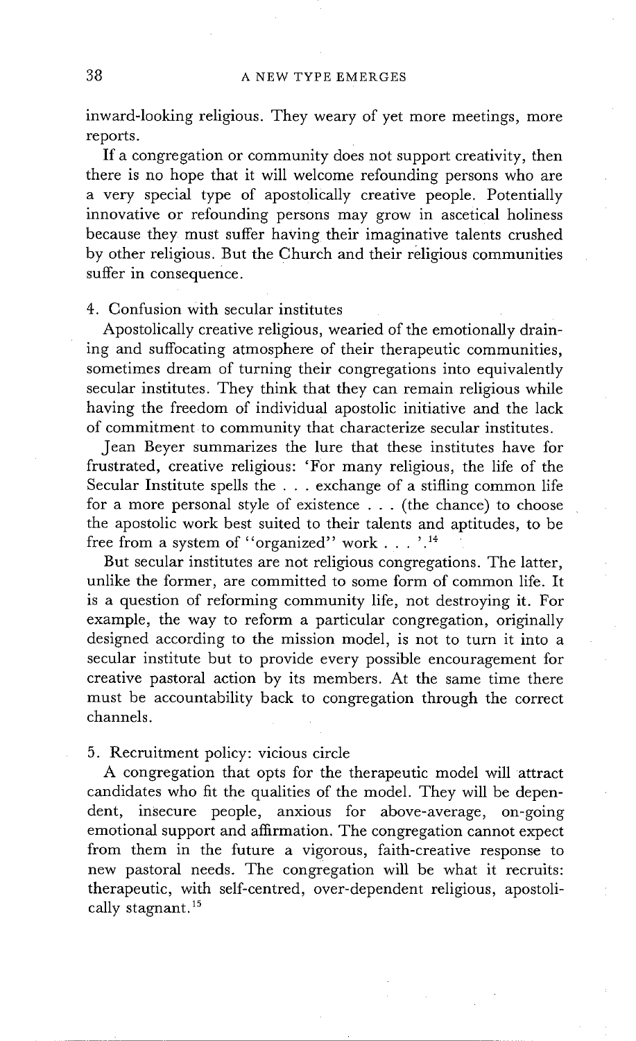inward-looking religious. They weary of yet more meetings, more reports.

If a congregation or community does not support creativity, then there is no hope that it will welcome refounding persons who are a very special type of apostolically creative people. Potentially innovative or refounding persons may grow in ascetical holiness because they must suffer having their imaginative talents crushed by other religious. But the Church and their religious communities suffer in consequence.

4. Confusion with secular institutes

Apostolically creative religious, wearied of the emotionally draining and suffocating atmosphere of their therapeutic communities, sometimes dream of turning their congregations into equivalently secular institutes. They think that they can remain religious while having the freedom of individual apostolic initiative and the lack of commitment to community that characterize secular institutes.

Jean Beyer summarizes the lure that these institutes have for frustrated, creative religious: 'For many religious, the life of the Secular Institute spells the . . . exchange of a stifling common life for a more personal style of existence . . . (the chance) to choose the apostolic work best suited to their talents and aptitudes, to be free from a system of "organized" work . . . '.[14]

But secular institutes are not religious congregations. The latter, unlike the former, are committed to some form of common life. It is a question of reforming community life, not destroying it. For example, the way to reform a particular congregation, originally designed according to the mission model, is not to turn it into a secular institute but to provide every possible encouragement for creative pastoral action by its members. At the same time there must be accountability back to congregation through the correct channels.

5. Recruitment policy: vicious circle

A congregation that opts for the therapeutic model will attract candidates who fit the qualities of the model. They will be dependent, insecure people, anxious for above-average, on-going emotional support and affirmation. The congregation cannot expect from them in the future a vigorous, faith-creative response to new pastoral needs. The congregation will be what it recruits: therapeutic, with self-centred, over-dependent religious, apostolically stagnant.[15]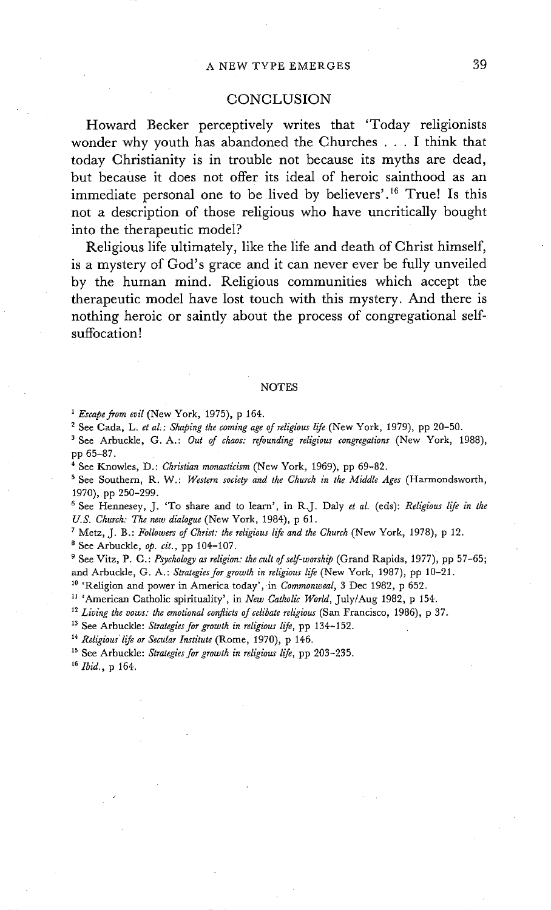## CONCLUSION

Howard Becker perceptively writes that 'Today religionists wonder why youth has abandoned the Churches . . . I think that today Christianity is in trouble not because its myths are dead, but because it does not offer its ideal of heroic sainthood as an immediate personal one to be lived by believers'.[16] True! Is this not a description of those religious who have uncritically bought into the therapeutic model?

Religious life ultimately, like the life and death of Christ himself, is a mystery of God's grace and it can never ever be fully unveiled by the human mind. Religious communities which accept the therapeutic model have lost touch with this mystery. And there is nothing heroic or saintly about the process of congregational self-suffocation!

### NOTES

[1] *Escape from evil* (New York, 1975), p 164.

[2] See Cada, L. *et al.*: *Shaping the coming age of religious life* (New York, 1979), pp 20–50.

[3] See Arbuckle, G. A.: *Out of chaos: refounding religious congregations* (New York, 1988), pp 65–87.

[4] See Knowles, D.: *Christian monasticism* (New York, 1969), pp 69–82.

[5] See Southern, R. W.: *Western society and the Church in the Middle Ages* (Harmondsworth, 1970), pp 250–299.

[6] See Hennesey, J. 'To share and to learn', in R.J. Daly *et al.* (eds): *Religious life in the U.S. Church: The new dialogue* (New York, 1984), p 61.

[7] Metz, J. B.: *Followers of Christ: the religious life and the Church* (New York, 1978), p 12.

[8] See Arbuckle, *op. cit.*, pp 104–107.

[9] See Vitz, P. C.: *Psychology as religion: the cult of self-worship* (Grand Rapids, 1977), pp 57–65; and Arbuckle, G. A.: *Strategies for growth in religious life* (New York, 1987), pp 10–21.

[10] 'Religion and power in America today', in *Commonweal*, 3 Dec 1982, p 652.

[11] 'American Catholic spirituality', in *New Catholic World*, July/Aug 1982, p 154.

[12] *Living the vows: the emotional conflicts of celibate religious* (San Francisco, 1986), p 37.

[13] See Arbuckle: *Strategies for growth in religious life*, pp 134–152.

[14] *Religious life or Secular Institute* (Rome, 1970), p 146.

[15] See Arbuckle: *Strategies for growth in religious life*, pp 203–235.

[16] *Ibid.*, p 164.